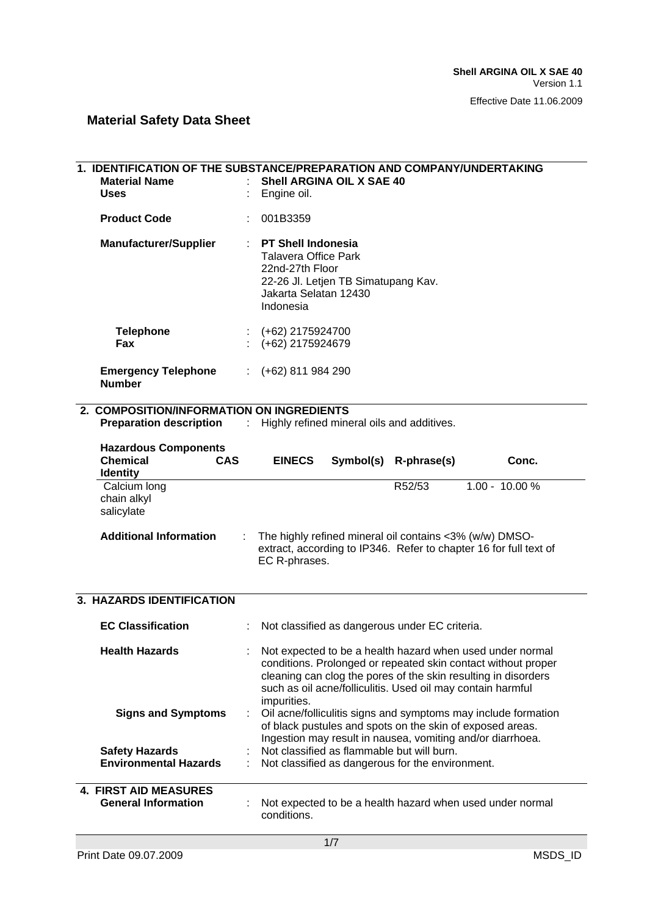Shell ARGINA OIL X SAE 40
Version 1.1
Effective Date 11.06.2009

# Material Safety Data Sheet

## 1. IDENTIFICATION OF THE SUBSTANCE/PREPARATION AND COMPANY/UNDERTAKING

**Material Name** : **Shell ARGINA OIL X SAE 40**
**Uses** : Engine oil.

**Product Code** : 001B3359

**Manufacturer/Supplier** : **PT Shell Indonesia**
Talavera Office Park
22nd-27th Floor
22-26 Jl. Letjen TB Simatupang Kav.
Jakarta Selatan 12430
Indonesia

**Telephone** : (+62) 2175924700
**Fax** : (+62) 2175924679

**Emergency Telephone Number** : (+62) 811 984 290

## 2. COMPOSITION/INFORMATION ON INGREDIENTS

**Preparation description** : Highly refined mineral oils and additives.

**Hazardous Components**

| Chemical Identity | CAS | EINECS | Symbol(s) | R-phrase(s) | Conc. |
|---|---|---|---|---|---|
| Calcium long chain alkyl salicylate | | | | R52/53 | 1.00 - 10.00 % |

**Additional Information** : The highly refined mineral oil contains <3% (w/w) DMSO-extract, according to IP346. Refer to chapter 16 for full text of EC R-phrases.

## 3. HAZARDS IDENTIFICATION

**EC Classification** : Not classified as dangerous under EC criteria.

**Health Hazards** : Not expected to be a health hazard when used under normal conditions. Prolonged or repeated skin contact without proper cleaning can clog the pores of the skin resulting in disorders such as oil acne/folliculitis. Used oil may contain harmful impurities.

**Signs and Symptoms** : Oil acne/folliculitis signs and symptoms may include formation of black pustules and spots on the skin of exposed areas. Ingestion may result in nausea, vomiting and/or diarrhoea.

**Safety Hazards** : Not classified as flammable but will burn.

**Environmental Hazards** : Not classified as dangerous for the environment.

## 4. FIRST AID MEASURES

**General Information** : Not expected to be a health hazard when used under normal conditions.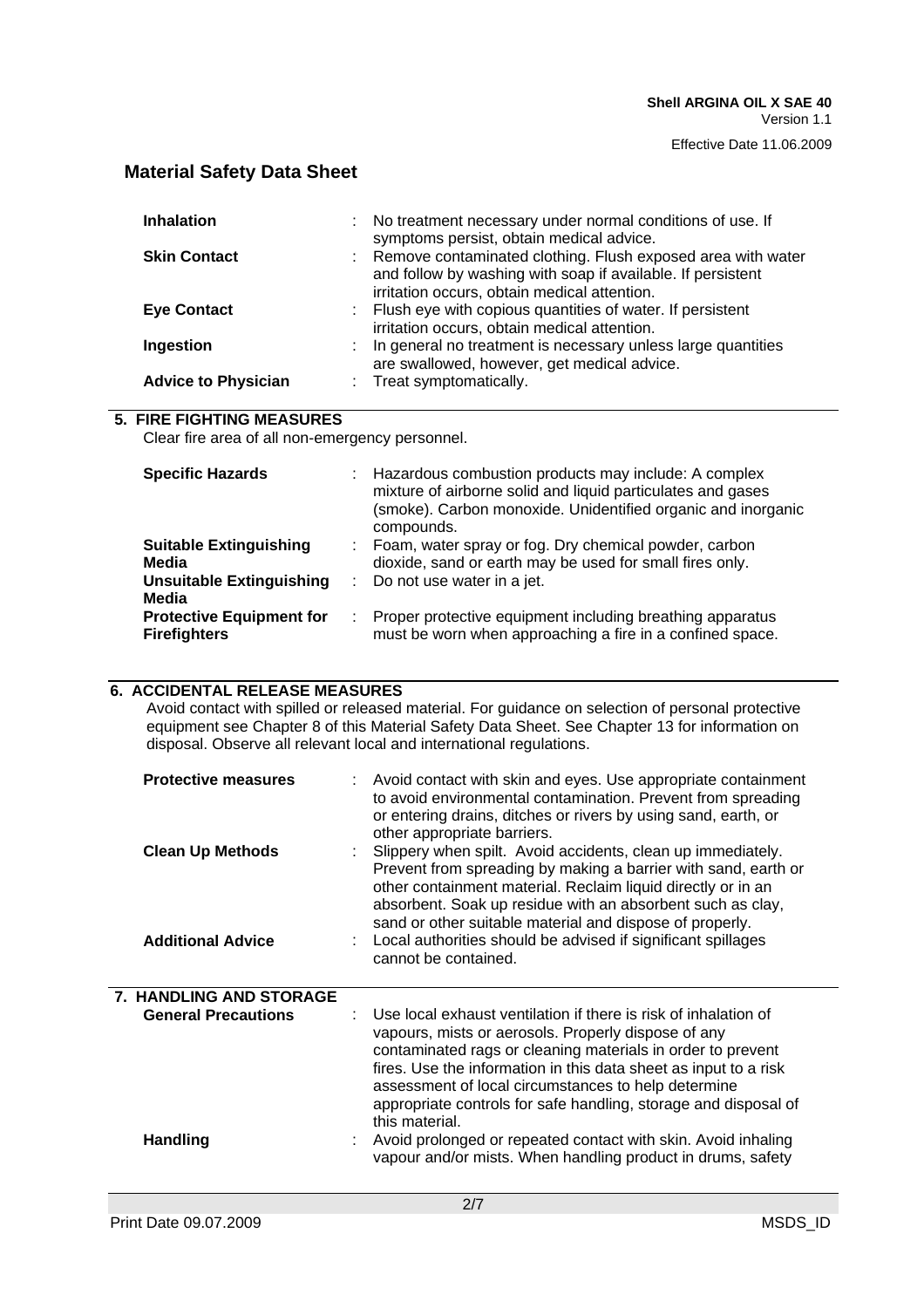| | |
|---|---|
| **Inhalation** | No treatment necessary under normal conditions of use. If symptoms persist, obtain medical advice. |
| **Skin Contact** | Remove contaminated clothing. Flush exposed area with water and follow by washing with soap if available. If persistent irritation occurs, obtain medical attention. |
| **Eye Contact** | Flush eye with copious quantities of water. If persistent irritation occurs, obtain medical attention. |
| **Ingestion** | In general no treatment is necessary unless large quantities are swallowed, however, get medical advice. |
| **Advice to Physician** | Treat symptomatically. |

## 5. FIRE FIGHTING MEASURES

Clear fire area of all non-emergency personnel.

| | |
|---|---|
| **Specific Hazards** | Hazardous combustion products may include: A complex mixture of airborne solid and liquid particulates and gases (smoke). Carbon monoxide. Unidentified organic and inorganic compounds. |
| **Suitable Extinguishing Media** | Foam, water spray or fog. Dry chemical powder, carbon dioxide, sand or earth may be used for small fires only. |
| **Unsuitable Extinguishing Media** | Do not use water in a jet. |
| **Protective Equipment for Firefighters** | Proper protective equipment including breathing apparatus must be worn when approaching a fire in a confined space. |

## 6. ACCIDENTAL RELEASE MEASURES

Avoid contact with spilled or released material. For guidance on selection of personal protective equipment see Chapter 8 of this Material Safety Data Sheet. See Chapter 13 for information on disposal. Observe all relevant local and international regulations.

| | |
|---|---|
| **Protective measures** | Avoid contact with skin and eyes. Use appropriate containment to avoid environmental contamination. Prevent from spreading or entering drains, ditches or rivers by using sand, earth, or other appropriate barriers. |
| **Clean Up Methods** | Slippery when spilt. Avoid accidents, clean up immediately. Prevent from spreading by making a barrier with sand, earth or other containment material. Reclaim liquid directly or in an absorbent. Soak up residue with an absorbent such as clay, sand or other suitable material and dispose of properly. |
| **Additional Advice** | Local authorities should be advised if significant spillages cannot be contained. |

## 7. HANDLING AND STORAGE

| | |
|---|---|
| **General Precautions** | Use local exhaust ventilation if there is risk of inhalation of vapours, mists or aerosols. Properly dispose of any contaminated rags or cleaning materials in order to prevent fires. Use the information in this data sheet as input to a risk assessment of local circumstances to help determine appropriate controls for safe handling, storage and disposal of this material. |
| **Handling** | Avoid prolonged or repeated contact with skin. Avoid inhaling vapour and/or mists. When handling product in drums, safety |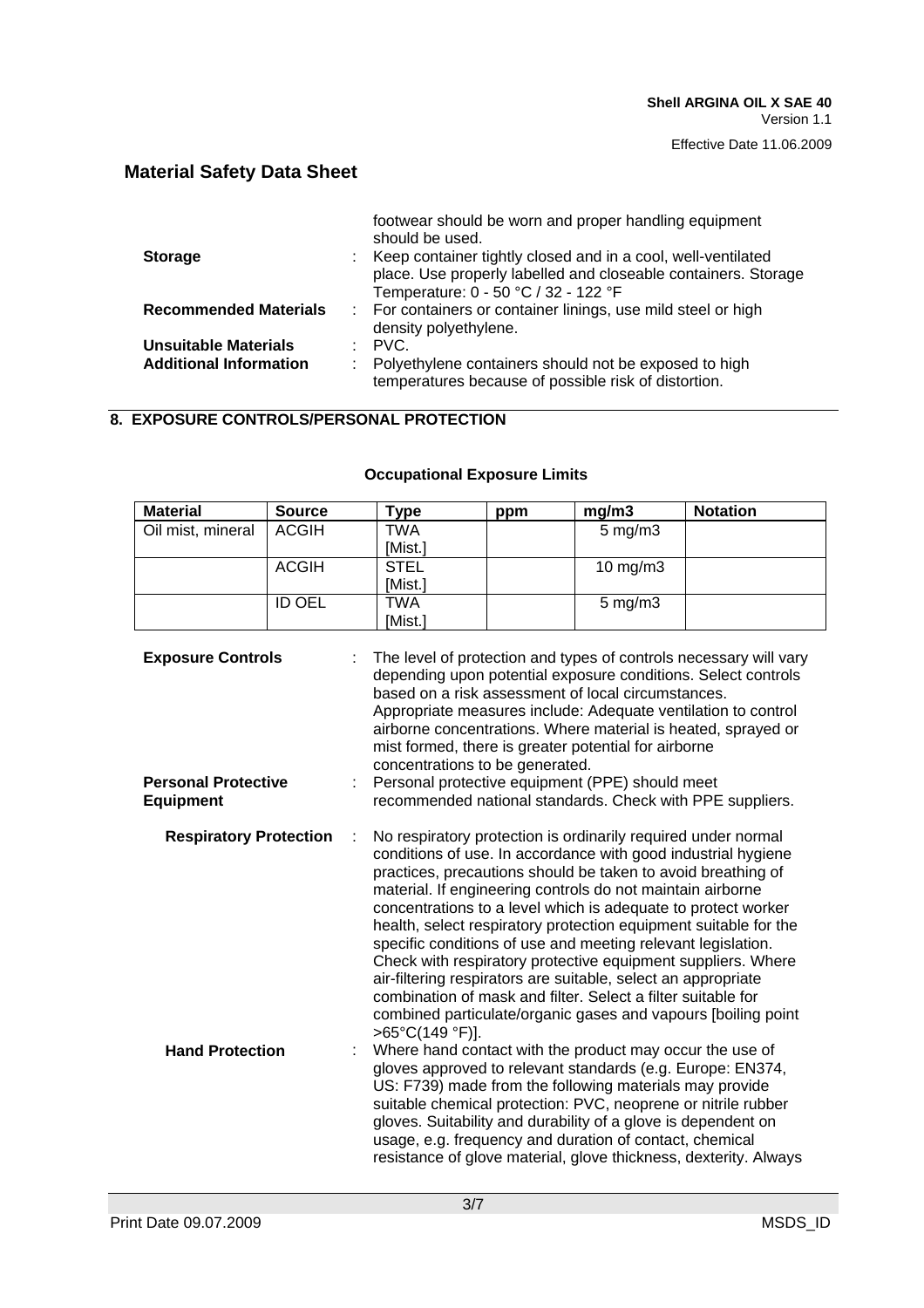footwear should be worn and proper handling equipment should be used.

**Storage** : Keep container tightly closed and in a cool, well-ventilated place. Use properly labelled and closeable containers. Storage Temperature: 0 - 50 °C / 32 - 122 °F

**Recommended Materials** : For containers or container linings, use mild steel or high density polyethylene.

**Unsuitable Materials** : PVC.

**Additional Information** : Polyethylene containers should not be exposed to high temperatures because of possible risk of distortion.

## 8. EXPOSURE CONTROLS/PERSONAL PROTECTION

**Occupational Exposure Limits**

| Material | Source | Type | ppm | mg/m3 | Notation |
|---|---|---|---|---|---|
| Oil mist, mineral | ACGIH | TWA [Mist.] | | 5 mg/m3 | |
| | ACGIH | STEL [Mist.] | | 10 mg/m3 | |
| | ID OEL | TWA [Mist.] | | 5 mg/m3 | |

**Exposure Controls** : The level of protection and types of controls necessary will vary depending upon potential exposure conditions. Select controls based on a risk assessment of local circumstances. Appropriate measures include: Adequate ventilation to control airborne concentrations. Where material is heated, sprayed or mist formed, there is greater potential for airborne concentrations to be generated.

**Personal Protective Equipment** : Personal protective equipment (PPE) should meet recommended national standards. Check with PPE suppliers.

**Respiratory Protection** : No respiratory protection is ordinarily required under normal conditions of use. In accordance with good industrial hygiene practices, precautions should be taken to avoid breathing of material. If engineering controls do not maintain airborne concentrations to a level which is adequate to protect worker health, select respiratory protection equipment suitable for the specific conditions of use and meeting relevant legislation. Check with respiratory protective equipment suppliers. Where air-filtering respirators are suitable, select an appropriate combination of mask and filter. Select a filter suitable for combined particulate/organic gases and vapours [boiling point >65°C(149 °F)].

**Hand Protection** : Where hand contact with the product may occur the use of gloves approved to relevant standards (e.g. Europe: EN374, US: F739) made from the following materials may provide suitable chemical protection: PVC, neoprene or nitrile rubber gloves. Suitability and durability of a glove is dependent on usage, e.g. frequency and duration of contact, chemical resistance of glove material, glove thickness, dexterity. Always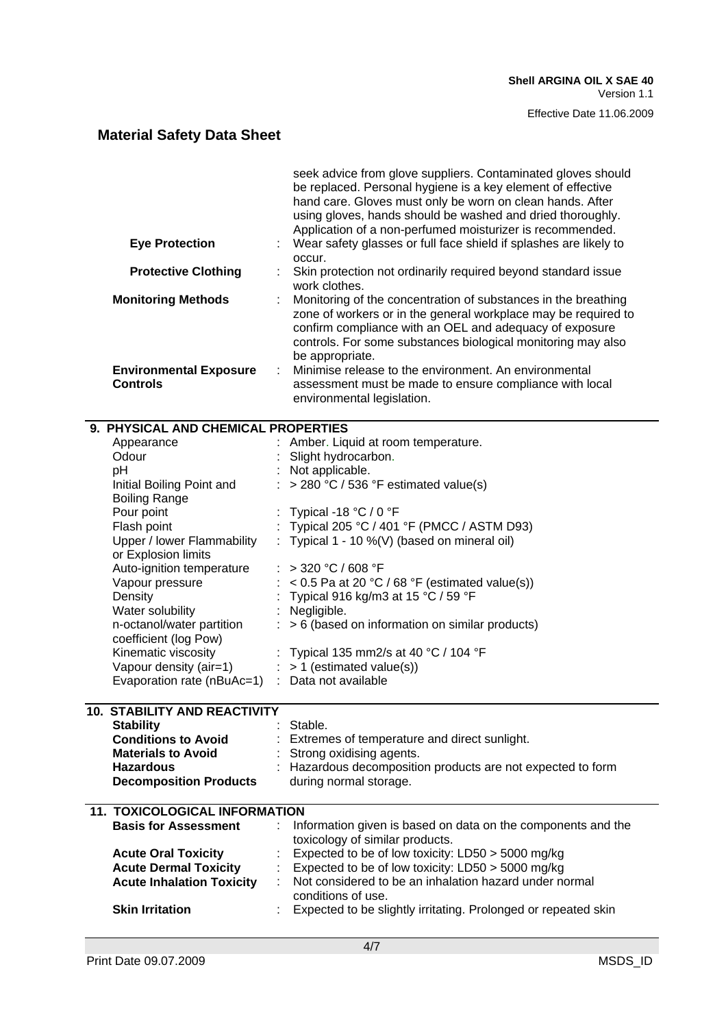seek advice from glove suppliers. Contaminated gloves should be replaced. Personal hygiene is a key element of effective hand care. Gloves must only be worn on clean hands. After using gloves, hands should be washed and dried thoroughly. Application of a non-perfumed moisturizer is recommended.

| | | |
|---|---|---|
| **Eye Protection** | : | Wear safety glasses or full face shield if splashes are likely to occur. |
| **Protective Clothing** | : | Skin protection not ordinarily required beyond standard issue work clothes. |
| **Monitoring Methods** | : | Monitoring of the concentration of substances in the breathing zone of workers or in the general workplace may be required to confirm compliance with an OEL and adequacy of exposure controls. For some substances biological monitoring may also be appropriate. |
| **Environmental Exposure Controls** | : | Minimise release to the environment. An environmental assessment must be made to ensure compliance with local environmental legislation. |

## 9. PHYSICAL AND CHEMICAL PROPERTIES

| | | |
|---|---|---|
| Appearance | : | Amber. Liquid at room temperature. |
| Odour | : | Slight hydrocarbon. |
| pH | : | Not applicable. |
| Initial Boiling Point and Boiling Range | : | > 280 °C / 536 °F estimated value(s) |
| Pour point | : | Typical -18 °C / 0 °F |
| Flash point | : | Typical 205 °C / 401 °F (PMCC / ASTM D93) |
| Upper / lower Flammability or Explosion limits | : | Typical 1 - 10 %(V) (based on mineral oil) |
| Auto-ignition temperature | : | > 320 °C / 608 °F |
| Vapour pressure | : | < 0.5 Pa at 20 °C / 68 °F (estimated value(s)) |
| Density | : | Typical 916 kg/m3 at 15 °C / 59 °F |
| Water solubility | : | Negligible. |
| n-octanol/water partition coefficient (log Pow) | : | > 6 (based on information on similar products) |
| Kinematic viscosity | : | Typical 135 mm2/s at 40 °C / 104 °F |
| Vapour density (air=1) | : | > 1 (estimated value(s)) |
| Evaporation rate (nBuAc=1) | : | Data not available |

## 10. STABILITY AND REACTIVITY

| | | |
|---|---|---|
| **Stability** | : | Stable. |
| **Conditions to Avoid** | : | Extremes of temperature and direct sunlight. |
| **Materials to Avoid** | : | Strong oxidising agents. |
| **Hazardous Decomposition Products** | : | Hazardous decomposition products are not expected to form during normal storage. |

## 11. TOXICOLOGICAL INFORMATION

| | | |
|---|---|---|
| **Basis for Assessment** | : | Information given is based on data on the components and the toxicology of similar products. |
| **Acute Oral Toxicity** | : | Expected to be of low toxicity: LD50 > 5000 mg/kg |
| **Acute Dermal Toxicity** | : | Expected to be of low toxicity: LD50 > 5000 mg/kg |
| **Acute Inhalation Toxicity** | : | Not considered to be an inhalation hazard under normal conditions of use. |
| **Skin Irritation** | : | Expected to be slightly irritating. Prolonged or repeated skin |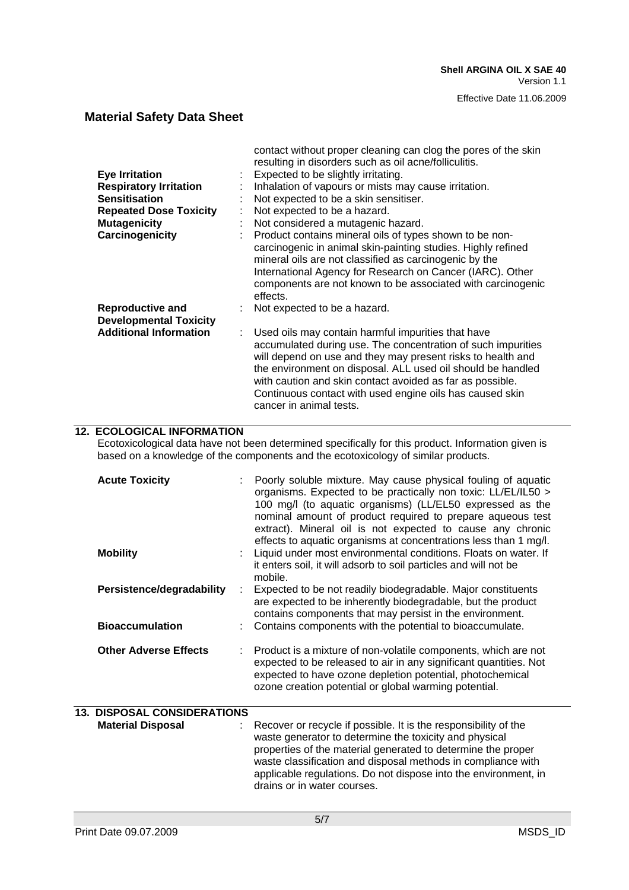contact without proper cleaning can clog the pores of the skin resulting in disorders such as oil acne/folliculitis.

| | | |
|---|---|---|
| **Eye Irritation** | : | Expected to be slightly irritating. |
| **Respiratory Irritation** | : | Inhalation of vapours or mists may cause irritation. |
| **Sensitisation** | : | Not expected to be a skin sensitiser. |
| **Repeated Dose Toxicity** | : | Not expected to be a hazard. |
| **Mutagenicity** | : | Not considered a mutagenic hazard. |
| **Carcinogenicity** | : | Product contains mineral oils of types shown to be non-carcinogenic in animal skin-painting studies. Highly refined mineral oils are not classified as carcinogenic by the International Agency for Research on Cancer (IARC). Other components are not known to be associated with carcinogenic effects. |
| **Reproductive and Developmental Toxicity** | : | Not expected to be a hazard. |
| **Additional Information** | : | Used oils may contain harmful impurities that have accumulated during use. The concentration of such impurities will depend on use and they may present risks to health and the environment on disposal. ALL used oil should be handled with caution and skin contact avoided as far as possible. Continuous contact with used engine oils has caused skin cancer in animal tests. |

## 12. ECOLOGICAL INFORMATION

Ecotoxicological data have not been determined specifically for this product. Information given is based on a knowledge of the components and the ecotoxicology of similar products.

| | | |
|---|---|---|
| **Acute Toxicity** | : | Poorly soluble mixture. May cause physical fouling of aquatic organisms. Expected to be practically non toxic: LL/EL/IL50 > 100 mg/l (to aquatic organisms) (LL/EL50 expressed as the nominal amount of product required to prepare aqueous test extract). Mineral oil is not expected to cause any chronic effects to aquatic organisms at concentrations less than 1 mg/l. |
| **Mobility** | : | Liquid under most environmental conditions. Floats on water. If it enters soil, it will adsorb to soil particles and will not be mobile. |
| **Persistence/degradability** | : | Expected to be not readily biodegradable. Major constituents are expected to be inherently biodegradable, but the product contains components that may persist in the environment. |
| **Bioaccumulation** | : | Contains components with the potential to bioaccumulate. |
| **Other Adverse Effects** | : | Product is a mixture of non-volatile components, which are not expected to be released to air in any significant quantities. Not expected to have ozone depletion potential, photochemical ozone creation potential or global warming potential. |

## 13. DISPOSAL CONSIDERATIONS

| | | |
|---|---|---|
| **Material Disposal** | : | Recover or recycle if possible. It is the responsibility of the waste generator to determine the toxicity and physical properties of the material generated to determine the proper waste classification and disposal methods in compliance with applicable regulations. Do not dispose into the environment, in drains or in water courses. |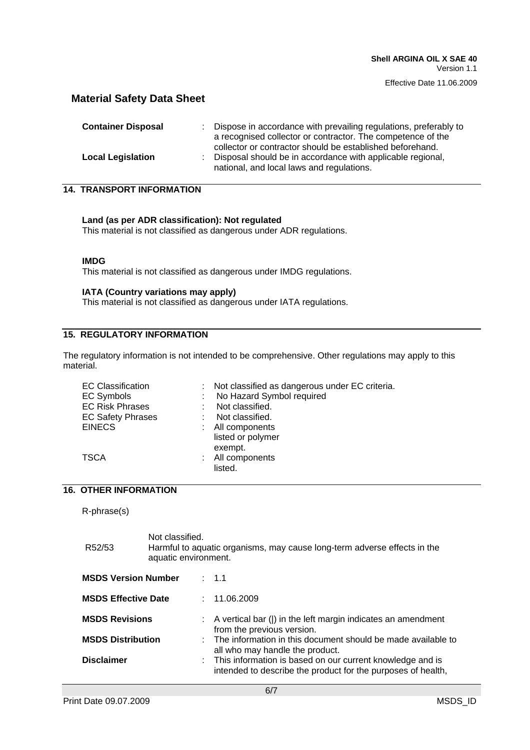| | | |
|---|---|---|
| **Container Disposal** | : | Dispose in accordance with prevailing regulations, preferably to a recognised collector or contractor. The competence of the collector or contractor should be established beforehand. |
| **Local Legislation** | : | Disposal should be in accordance with applicable regional, national, and local laws and regulations. |

## 14. TRANSPORT INFORMATION

**Land (as per ADR classification): Not regulated**
This material is not classified as dangerous under ADR regulations.

**IMDG**
This material is not classified as dangerous under IMDG regulations.

**IATA (Country variations may apply)**
This material is not classified as dangerous under IATA regulations.

## 15. REGULATORY INFORMATION

The regulatory information is not intended to be comprehensive. Other regulations may apply to this material.

| | | |
|---|---|---|
| EC Classification | : | Not classified as dangerous under EC criteria. |
| EC Symbols | : | No Hazard Symbol required |
| EC Risk Phrases | : | Not classified. |
| EC Safety Phrases | : | Not classified. |
| EINECS | : | All components listed or polymer exempt. |
| TSCA | : | All components listed. |

## 16. OTHER INFORMATION

R-phrase(s)

| | |
|---|---|
| | Not classified. |
| R52/53 | Harmful to aquatic organisms, may cause long-term adverse effects in the aquatic environment. |

| | | |
|---|---|---|
| **MSDS Version Number** | : | 1.1 |
| **MSDS Effective Date** | : | 11.06.2009 |
| **MSDS Revisions** | : | A vertical bar (\|) in the left margin indicates an amendment from the previous version. |
| **MSDS Distribution** | : | The information in this document should be made available to all who may handle the product. |
| **Disclaimer** | : | This information is based on our current knowledge and is intended to describe the product for the purposes of health, |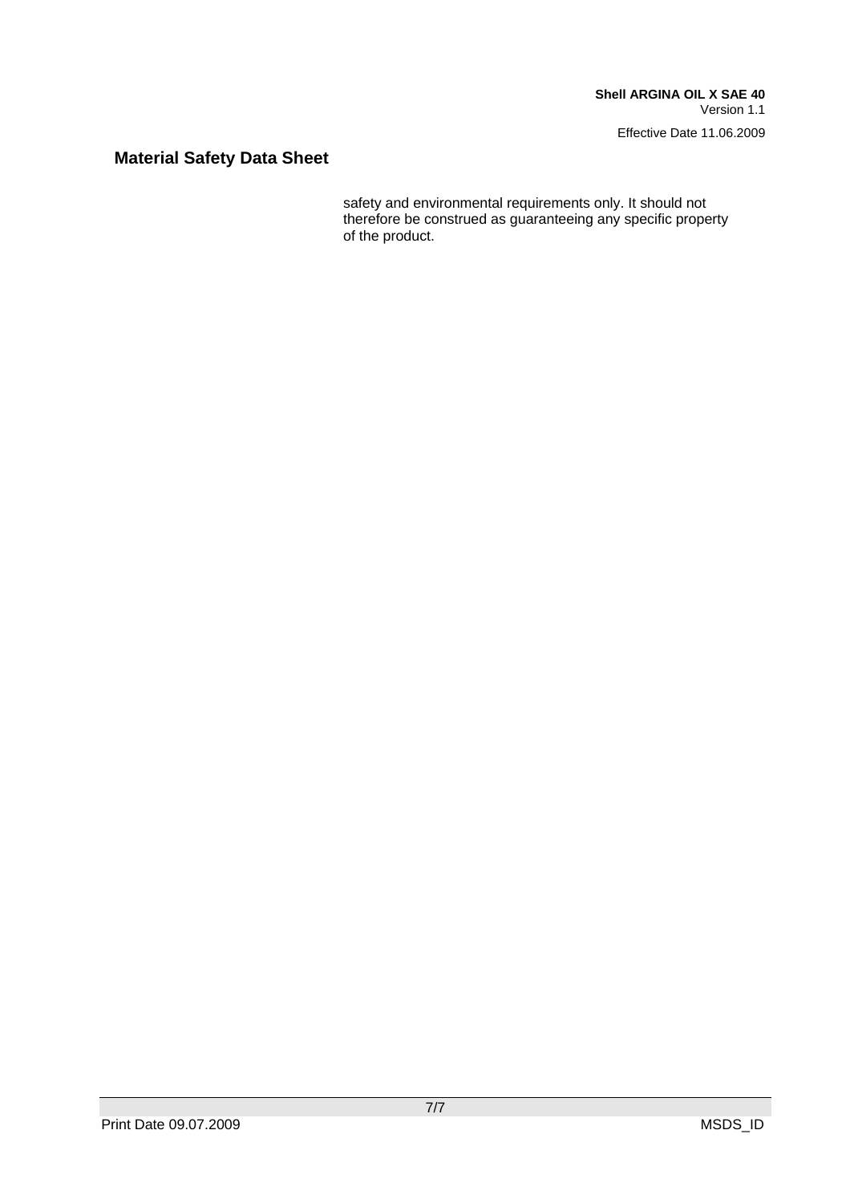safety and environmental requirements only. It should not therefore be construed as guaranteeing any specific property of the product.